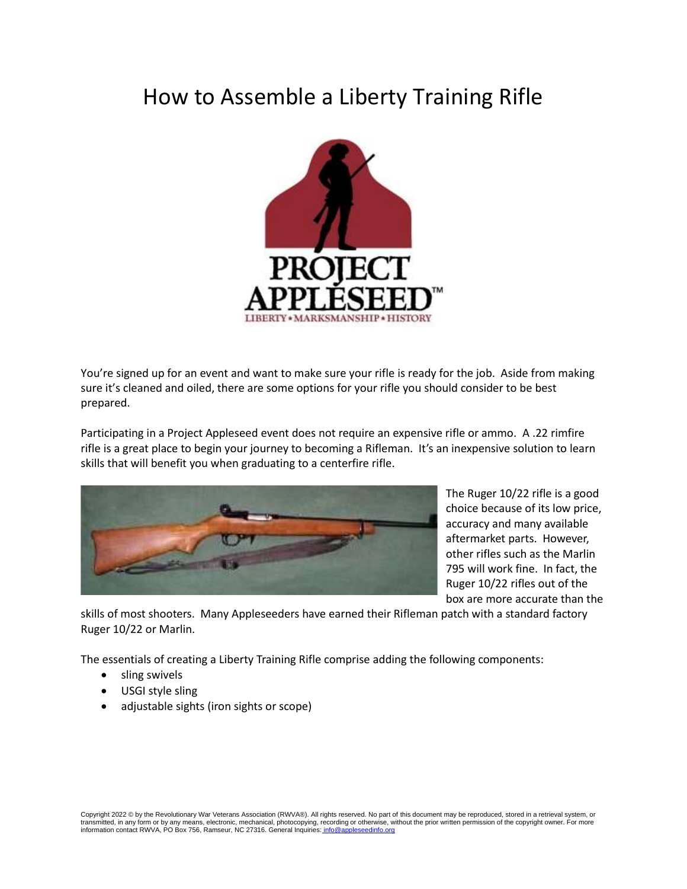# How to Assemble a Liberty Training Rifle

PROJECT APPLESEED™

LIBERTY • MARKSMANSHIP • HISTORY

You're signed up for an event and want to make sure your rifle is ready for the job. Aside from making sure it's cleaned and oiled, there are some options for your rifle you should consider to be best prepared.

Participating in a Project Appleseed event does not require an expensive rifle or ammo. A .22 rimfire rifle is a great place to begin your journey to becoming a Rifleman. It's an inexpensive solution to learn skills that will benefit you when graduating to a centerfire rifle.

The Ruger 10/22 rifle is a good choice because of its low price, accuracy and many available aftermarket parts. However, other rifles such as the Marlin 795 will work fine. In fact, the Ruger 10/22 rifles out of the box are more accurate than the skills of most shooters. Many Appleseeders have earned their Rifleman patch with a standard factory Ruger 10/22 or Marlin.

The essentials of creating a Liberty Training Rifle comprise adding the following components:

- sling swivels
- USGI style sling
- adjustable sights (iron sights or scope)

Copyright 2022 © by the Revolutionary War Veterans Association (RWVA®). All rights reserved. No part of this document may be reproduced, stored in a retrieval system, or transmitted, in any form or by any means, electronic, mechanical, photocopying, recording or otherwise, without the prior written permission of the copyright owner. For more information contact RWVA, PO Box 756, Ramseur, NC 27316. General Inquiries: info@appleseedinfo.org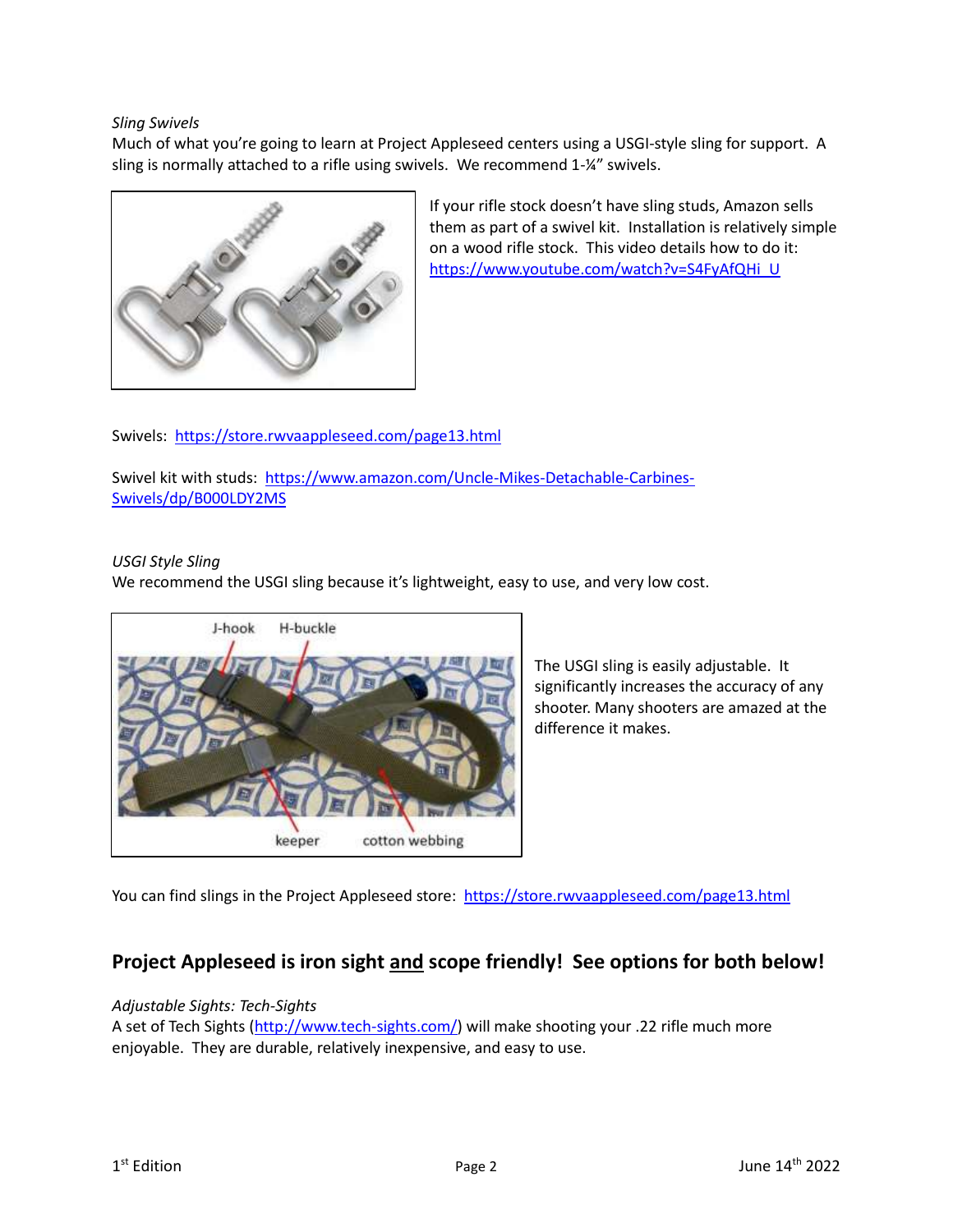*Sling Swivels*

Much of what you're going to learn at Project Appleseed centers using a USGI-style sling for support. A sling is normally attached to a rifle using swivels. We recommend 1-¼" swivels.

If your rifle stock doesn't have sling studs, Amazon sells them as part of a swivel kit. Installation is relatively simple on a wood rifle stock. This video details how to do it: https://www.youtube.com/watch?v=S4FyAfQHi_U

Swivels: https://store.rwvaappleseed.com/page13.html

Swivel kit with studs: https://www.amazon.com/Uncle-Mikes-Detachable-Carbines-Swivels/dp/B000LDY2MS

*USGI Style Sling*

We recommend the USGI sling because it's lightweight, easy to use, and very low cost.

J-hook H-buckle

keeper cotton webbing

The USGI sling is easily adjustable. It significantly increases the accuracy of any shooter. Many shooters are amazed at the difference it makes.

You can find slings in the Project Appleseed store: https://store.rwvaappleseed.com/page13.html

## Project Appleseed is iron sight and scope friendly! See options for both below!

*Adjustable Sights: Tech-Sights*

A set of Tech Sights (http://www.tech-sights.com/) will make shooting your .22 rifle much more enjoyable. They are durable, relatively inexpensive, and easy to use.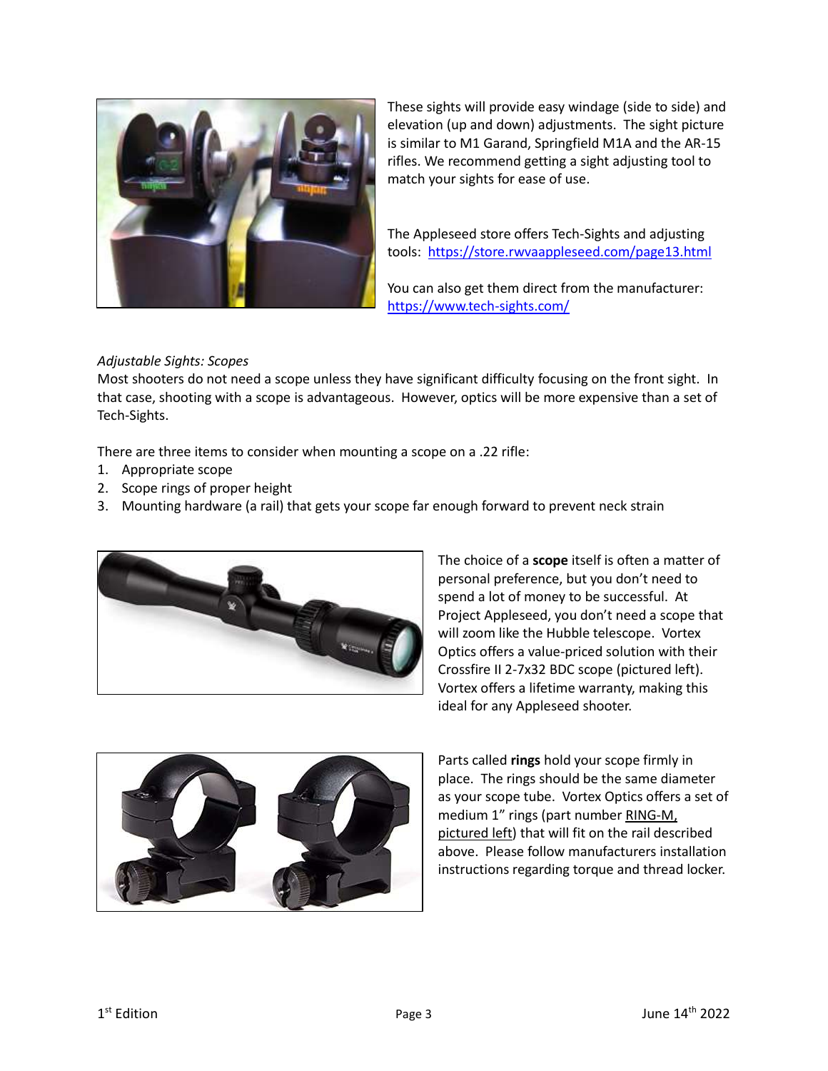These sights will provide easy windage (side to side) and elevation (up and down) adjustments. The sight picture is similar to M1 Garand, Springfield M1A and the AR-15 rifles. We recommend getting a sight adjusting tool to match your sights for ease of use.

The Appleseed store offers Tech-Sights and adjusting tools: https://store.rwvaappleseed.com/page13.html

You can also get them direct from the manufacturer: https://www.tech-sights.com/

*Adjustable Sights: Scopes*

Most shooters do not need a scope unless they have significant difficulty focusing on the front sight. In that case, shooting with a scope is advantageous. However, optics will be more expensive than a set of Tech-Sights.

There are three items to consider when mounting a scope on a .22 rifle:

1. Appropriate scope
2. Scope rings of proper height
3. Mounting hardware (a rail) that gets your scope far enough forward to prevent neck strain

The choice of a **scope** itself is often a matter of personal preference, but you don't need to spend a lot of money to be successful. At Project Appleseed, you don't need a scope that will zoom like the Hubble telescope. Vortex Optics offers a value-priced solution with their Crossfire II 2-7x32 BDC scope (pictured left). Vortex offers a lifetime warranty, making this ideal for any Appleseed shooter.

Parts called **rings** hold your scope firmly in place. The rings should be the same diameter as your scope tube. Vortex Optics offers a set of medium 1" rings (part number RING-M, pictured left) that will fit on the rail described above. Please follow manufacturers installation instructions regarding torque and thread locker.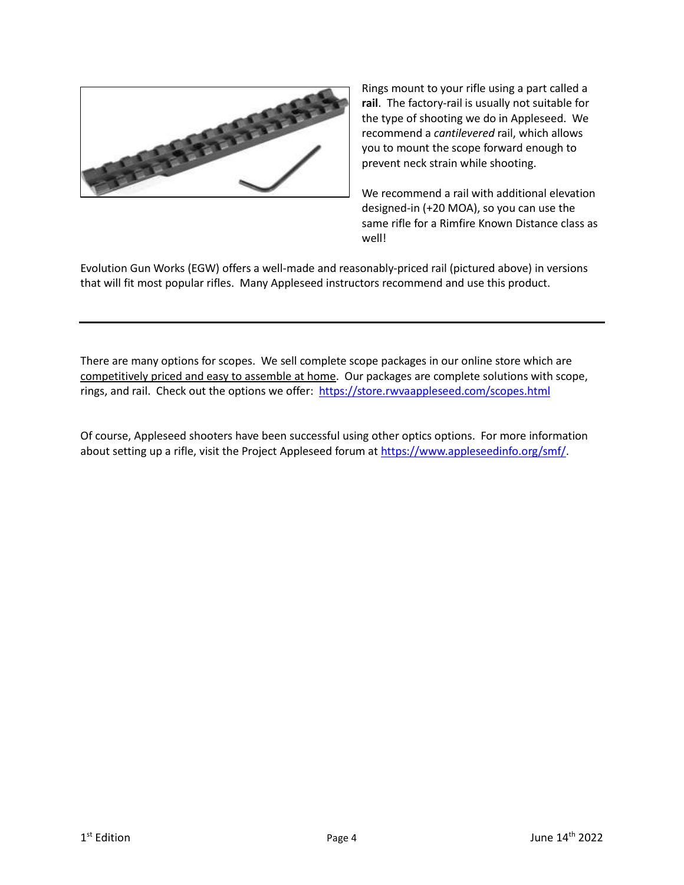Rings mount to your rifle using a part called a **rail**. The factory-rail is usually not suitable for the type of shooting we do in Appleseed. We recommend a *cantilevered* rail, which allows you to mount the scope forward enough to prevent neck strain while shooting.

We recommend a rail with additional elevation designed-in (+20 MOA), so you can use the same rifle for a Rimfire Known Distance class as well!

Evolution Gun Works (EGW) offers a well-made and reasonably-priced rail (pictured above) in versions that will fit most popular rifles. Many Appleseed instructors recommend and use this product.

---

There are many options for scopes. We sell complete scope packages in our online store which are competitively priced and easy to assemble at home. Our packages are complete solutions with scope, rings, and rail. Check out the options we offer: https://store.rwvaappleseed.com/scopes.html

Of course, Appleseed shooters have been successful using other optics options. For more information about setting up a rifle, visit the Project Appleseed forum at https://www.appleseedinfo.org/smf/.